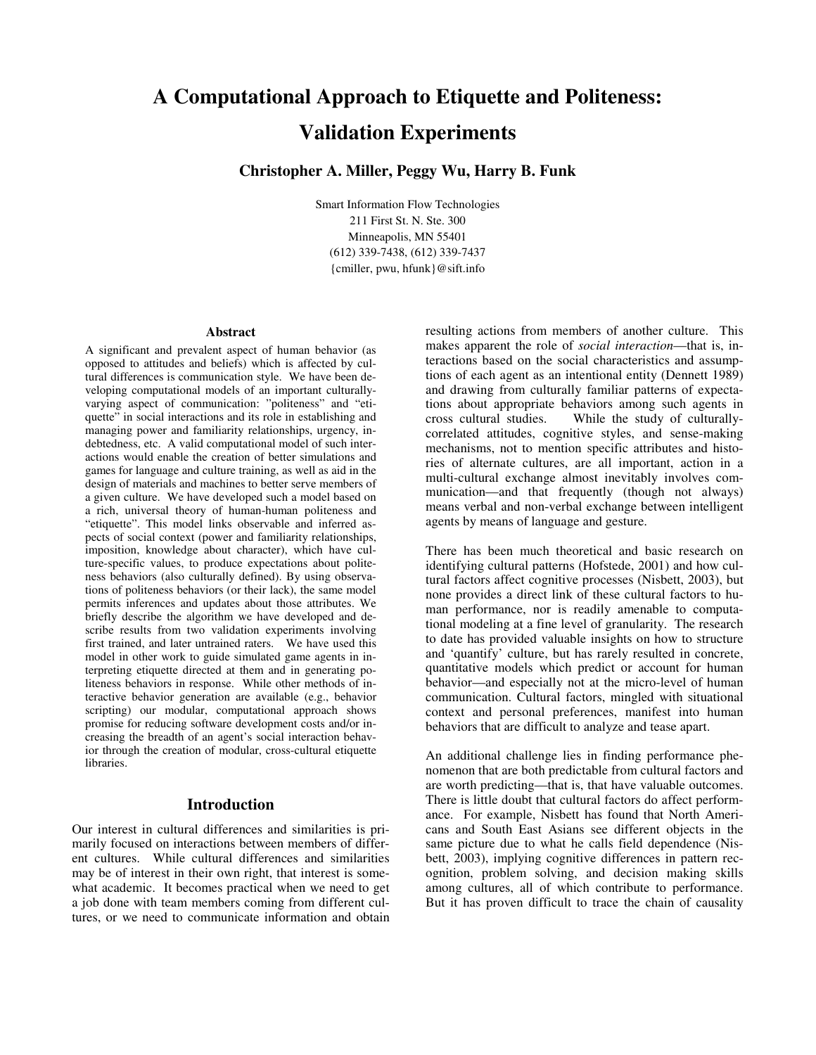# A Computational Approach to Etiquette and Politeness: Validation Experiments

**Christopher A. Miller, Peggy Wu, Harry B. Funk**

Smart Information Flow Technologies
211 First St. N. Ste. 300
Minneapolis, MN 55401
(612) 339-7438, (612) 339-7437
{cmiller, pwu, hfunk}@sift.info

## Abstract

A significant and prevalent aspect of human behavior (as opposed to attitudes and beliefs) which is affected by cultural differences is communication style. We have been developing computational models of an important culturally-varying aspect of communication: "politeness" and "etiquette" in social interactions and its role in establishing and managing power and familiarity relationships, urgency, indebtedness, etc. A valid computational model of such interactions would enable the creation of better simulations and games for language and culture training, as well as aid in the design of materials and machines to better serve members of a given culture. We have developed such a model based on a rich, universal theory of human-human politeness and "etiquette". This model links observable and inferred aspects of social context (power and familiarity relationships, imposition, knowledge about character), which have culture-specific values, to produce expectations about politeness behaviors (also culturally defined). By using observations of politeness behaviors (or their lack), the same model permits inferences and updates about those attributes. We briefly describe the algorithm we have developed and describe results from two validation experiments involving first trained, and later untrained raters. We have used this model in other work to guide simulated game agents in interpreting etiquette directed at them and in generating politeness behaviors in response. While other methods of interactive behavior generation are available (e.g., behavior scripting) our modular, computational approach shows promise for reducing software development costs and/or increasing the breadth of an agent's social interaction behavior through the creation of modular, cross-cultural etiquette libraries.

## Introduction

Our interest in cultural differences and similarities is primarily focused on interactions between members of different cultures. While cultural differences and similarities may be of interest in their own right, that interest is somewhat academic. It becomes practical when we need to get a job done with team members coming from different cultures, or we need to communicate information and obtain resulting actions from members of another culture. This makes apparent the role of *social interaction*—that is, interactions based on the social characteristics and assumptions of each agent as an intentional entity (Dennett 1989) and drawing from culturally familiar patterns of expectations about appropriate behaviors among such agents in cross cultural studies. While the study of culturally-correlated attitudes, cognitive styles, and sense-making mechanisms, not to mention specific attributes and histories of alternate cultures, are all important, action in a multi-cultural exchange almost inevitably involves communication—and that frequently (though not always) means verbal and non-verbal exchange between intelligent agents by means of language and gesture.

There has been much theoretical and basic research on identifying cultural patterns (Hofstede, 2001) and how cultural factors affect cognitive processes (Nisbett, 2003), but none provides a direct link of these cultural factors to human performance, nor is readily amenable to computational modeling at a fine level of granularity. The research to date has provided valuable insights on how to structure and 'quantify' culture, but has rarely resulted in concrete, quantitative models which predict or account for human behavior—and especially not at the micro-level of human communication. Cultural factors, mingled with situational context and personal preferences, manifest into human behaviors that are difficult to analyze and tease apart.

An additional challenge lies in finding performance phenomenon that are both predictable from cultural factors and are worth predicting—that is, that have valuable outcomes. There is little doubt that cultural factors do affect performance. For example, Nisbett has found that North Americans and South East Asians see different objects in the same picture due to what he calls field dependence (Nisbett, 2003), implying cognitive differences in pattern recognition, problem solving, and decision making skills among cultures, all of which contribute to performance. But it has proven difficult to trace the chain of causality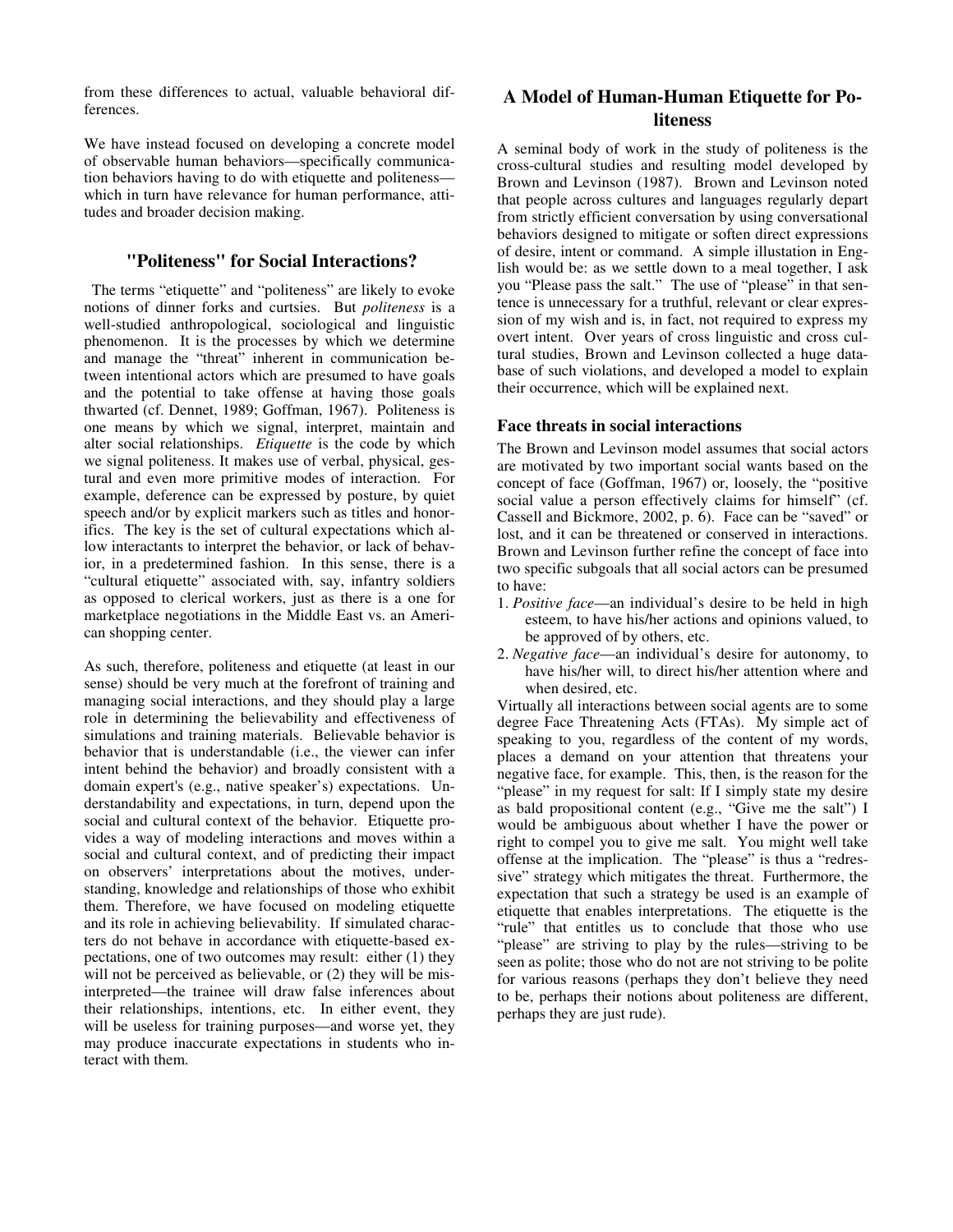from these differences to actual, valuable behavioral differences.

We have instead focused on developing a concrete model of observable human behaviors—specifically communication behaviors having to do with etiquette and politeness—which in turn have relevance for human performance, attitudes and broader decision making.

## "Politeness" for Social Interactions?

The terms "etiquette" and "politeness" are likely to evoke notions of dinner forks and curtsies. But *politeness* is a well-studied anthropological, sociological and linguistic phenomenon. It is the processes by which we determine and manage the "threat" inherent in communication between intentional actors which are presumed to have goals and the potential to take offense at having those goals thwarted (cf. Dennet, 1989; Goffman, 1967). Politeness is one means by which we signal, interpret, maintain and alter social relationships. *Etiquette* is the code by which we signal politeness. It makes use of verbal, physical, gestural and even more primitive modes of interaction. For example, deference can be expressed by posture, by quiet speech and/or by explicit markers such as titles and honorifics. The key is the set of cultural expectations which allow interactants to interpret the behavior, or lack of behavior, in a predetermined fashion. In this sense, there is a "cultural etiquette" associated with, say, infantry soldiers as opposed to clerical workers, just as there is a one for marketplace negotiations in the Middle East vs. an American shopping center.

As such, therefore, politeness and etiquette (at least in our sense) should be very much at the forefront of training and managing social interactions, and they should play a large role in determining the believability and effectiveness of simulations and training materials. Believable behavior is behavior that is understandable (i.e., the viewer can infer intent behind the behavior) and broadly consistent with a domain expert's (e.g., native speaker's) expectations. Understandability and expectations, in turn, depend upon the social and cultural context of the behavior. Etiquette provides a way of modeling interactions and moves within a social and cultural context, and of predicting their impact on observers' interpretations about the motives, understanding, knowledge and relationships of those who exhibit them. Therefore, we have focused on modeling etiquette and its role in achieving believability. If simulated characters do not behave in accordance with etiquette-based expectations, one of two outcomes may result: either (1) they will not be perceived as believable, or (2) they will be misinterpreted—the trainee will draw false inferences about their relationships, intentions, etc. In either event, they will be useless for training purposes—and worse yet, they may produce inaccurate expectations in students who interact with them.

## A Model of Human-Human Etiquette for Politeness

A seminal body of work in the study of politeness is the cross-cultural studies and resulting model developed by Brown and Levinson (1987). Brown and Levinson noted that people across cultures and languages regularly depart from strictly efficient conversation by using conversational behaviors designed to mitigate or soften direct expressions of desire, intent or command. A simple illustation in English would be: as we settle down to a meal together, I ask you "Please pass the salt." The use of "please" in that sentence is unnecessary for a truthful, relevant or clear expression of my wish and is, in fact, not required to express my overt intent. Over years of cross linguistic and cross cultural studies, Brown and Levinson collected a huge database of such violations, and developed a model to explain their occurrence, which will be explained next.

### Face threats in social interactions

The Brown and Levinson model assumes that social actors are motivated by two important social wants based on the concept of face (Goffman, 1967) or, loosely, the "positive social value a person effectively claims for himself" (cf. Cassell and Bickmore, 2002, p. 6). Face can be "saved" or lost, and it can be threatened or conserved in interactions. Brown and Levinson further refine the concept of face into two specific subgoals that all social actors can be presumed to have:

1. *Positive face*—an individual's desire to be held in high esteem, to have his/her actions and opinions valued, to be approved of by others, etc.
2. *Negative face*—an individual's desire for autonomy, to have his/her will, to direct his/her attention where and when desired, etc.

Virtually all interactions between social agents are to some degree Face Threatening Acts (FTAs). My simple act of speaking to you, regardless of the content of my words, places a demand on your attention that threatens your negative face, for example. This, then, is the reason for the "please" in my request for salt: If I simply state my desire as bald propositional content (e.g., "Give me the salt") I would be ambiguous about whether I have the power or right to compel you to give me salt. You might well take offense at the implication. The "please" is thus a "redressive" strategy which mitigates the threat. Furthermore, the expectation that such a strategy be used is an example of etiquette that enables interpretations. The etiquette is the "rule" that entitles us to conclude that those who use "please" are striving to play by the rules—striving to be seen as polite; those who do not are not striving to be polite for various reasons (perhaps they don't believe they need to be, perhaps their notions about politeness are different, perhaps they are just rude).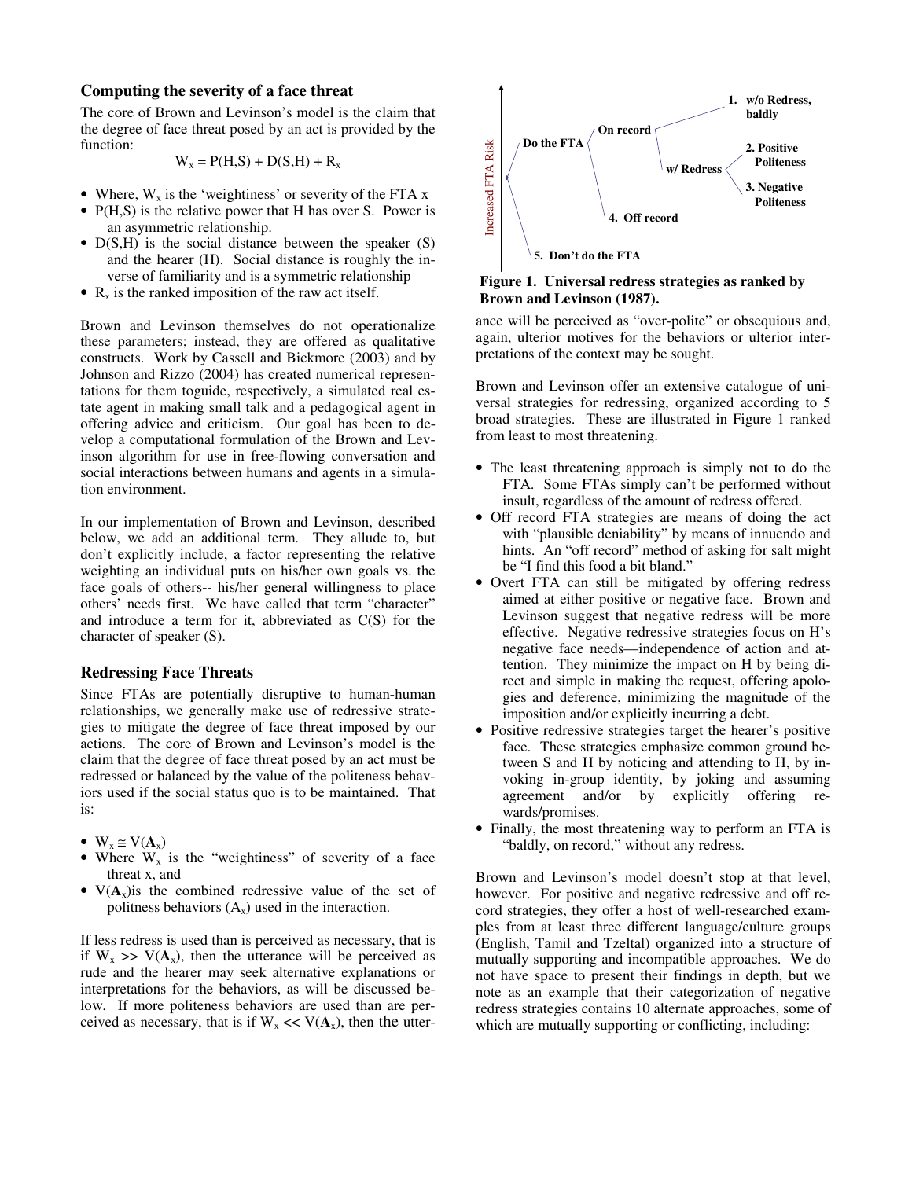## Computing the severity of a face threat

The core of Brown and Levinson's model is the claim that the degree of face threat posed by an act is provided by the function:

$$W_x = P(H,S) + D(S,H) + R_x$$

- Where, $W_x$ is the 'weightiness' or severity of the FTA x
- P(H,S) is the relative power that H has over S. Power is an asymmetric relationship.
- D(S,H) is the social distance between the speaker (S) and the hearer (H). Social distance is roughly the inverse of familiarity and is a symmetric relationship
- $R_x$ is the ranked imposition of the raw act itself.

Brown and Levinson themselves do not operationalize these parameters; instead, they are offered as qualitative constructs. Work by Cassell and Bickmore (2003) and by Johnson and Rizzo (2004) has created numerical representations for them toguide, respectively, a simulated real estate agent in making small talk and a pedagogical agent in offering advice and criticism. Our goal has been to develop a computational formulation of the Brown and Levinson algorithm for use in free-flowing conversation and social interactions between humans and agents in a simulation environment.

In our implementation of Brown and Levinson, described below, we add an additional term. They allude to, but don't explicitly include, a factor representing the relative weighting an individual puts on his/her own goals vs. the face goals of others-- his/her general willingness to place others' needs first. We have called that term "character" and introduce a term for it, abbreviated as C(S) for the character of speaker (S).

## Redressing Face Threats

Since FTAs are potentially disruptive to human-human relationships, we generally make use of redressive strategies to mitigate the degree of face threat imposed by our actions. The core of Brown and Levinson's model is the claim that the degree of face threat posed by an act must be redressed or balanced by the value of the politeness behaviors used if the social status quo is to be maintained. That is:

- $W_x \cong V(\mathbf{A}_x)$
- Where $W_x$ is the "weightiness" of severity of a face threat x, and
- $V(\mathbf{A}_x)$is the combined redressive value of the set of politness behaviors ($A_x$) used in the interaction.

If less redress is used than is perceived as necessary, that is if $W_x >> V(\mathbf{A}_x)$, then the utterance will be perceived as rude and the hearer may seek alternative explanations or interpretations for the behaviors, as will be discussed below. If more politeness behaviors are used than are perceived as necessary, that is if $W_x << V(\mathbf{A}_x)$, then the utterance will be perceived as "over-polite" or obsequious and, again, ulterior motives for the behaviors or ulterior interpretations of the context may be sought.

Increased FTA Risk

- Do the FTA
  - On record
    - 1. w/o Redress, baldly
    - w/ Redress
      - 2. Positive Politeness
      - 3. Negative Politeness
  - 4. Off record
- 5. Don't do the FTA

**Figure 1. Universal redress strategies as ranked by Brown and Levinson (1987).**

Brown and Levinson offer an extensive catalogue of universal strategies for redressing, organized according to 5 broad strategies. These are illustrated in Figure 1 ranked from least to most threatening.

- The least threatening approach is simply not to do the FTA. Some FTAs simply can't be performed without insult, regardless of the amount of redress offered.
- Off record FTA strategies are means of doing the act with "plausible deniability" by means of innuendo and hints. An "off record" method of asking for salt might be "I find this food a bit bland."
- Overt FTA can still be mitigated by offering redress aimed at either positive or negative face. Brown and Levinson suggest that negative redress will be more effective. Negative redressive strategies focus on H's negative face needs—independence of action and attention. They minimize the impact on H by being direct and simple in making the request, offering apologies and deference, minimizing the magnitude of the imposition and/or explicitly incurring a debt.
- Positive redressive strategies target the hearer's positive face. These strategies emphasize common ground between S and H by noticing and attending to H, by invoking in-group identity, by joking and assuming agreement and/or by explicitly offering rewards/promises.
- Finally, the most threatening way to perform an FTA is "baldly, on record," without any redress.

Brown and Levinson's model doesn't stop at that level, however. For positive and negative redressive and off record strategies, they offer a host of well-researched examples from at least three different language/culture groups (English, Tamil and Tzeltal) organized into a structure of mutually supporting and incompatible approaches. We do not have space to present their findings in depth, but we note as an example that their categorization of negative redress strategies contains 10 alternate approaches, some of which are mutually supporting or conflicting, including: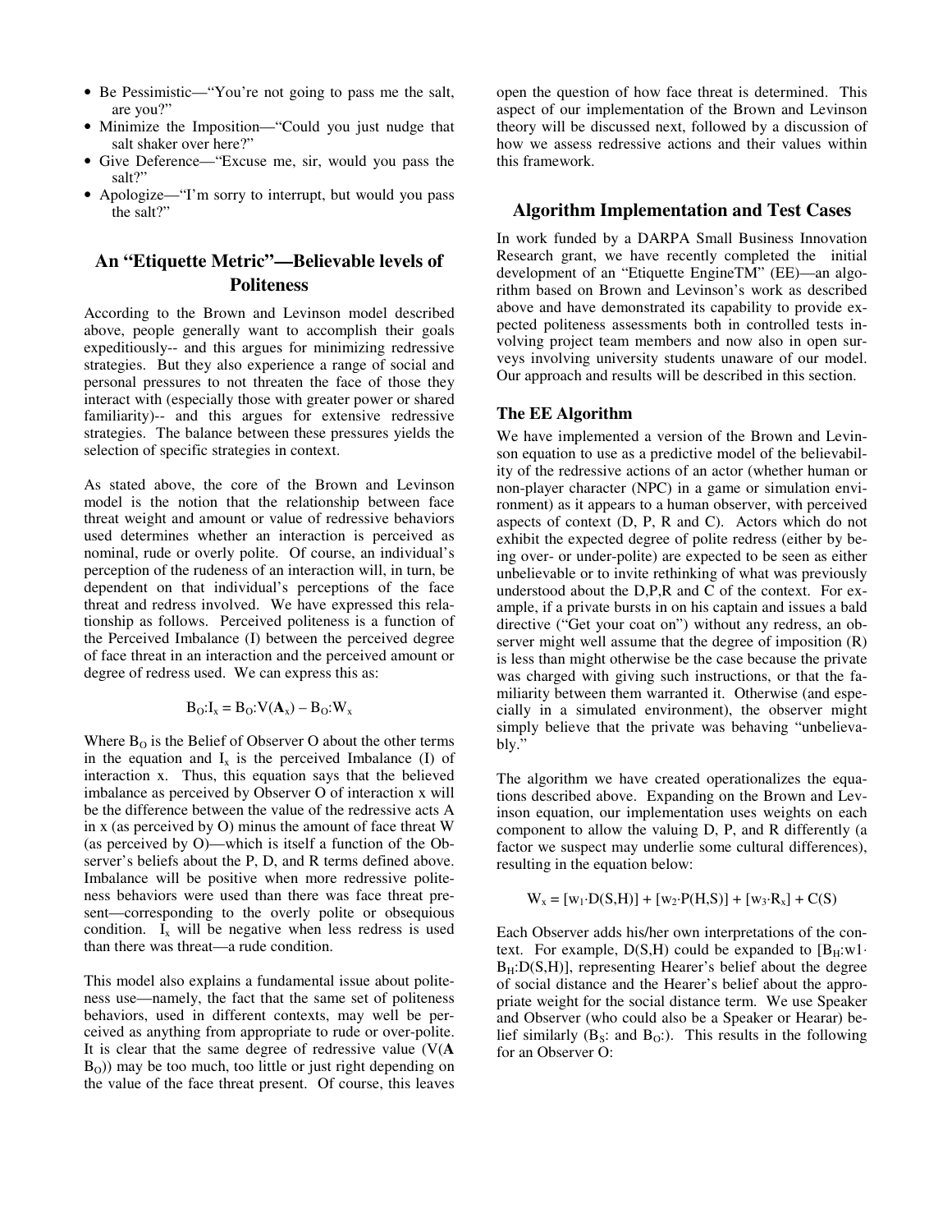- Be Pessimistic—"You're not going to pass me the salt, are you?"
- Minimize the Imposition—"Could you just nudge that salt shaker over here?"
- Give Deference—"Excuse me, sir, would you pass the salt?"
- Apologize—"I'm sorry to interrupt, but would you pass the salt?"

## An "Etiquette Metric"—Believable levels of Politeness

According to the Brown and Levinson model described above, people generally want to accomplish their goals expeditiously-- and this argues for minimizing redressive strategies. But they also experience a range of social and personal pressures to not threaten the face of those they interact with (especially those with greater power or shared familiarity)-- and this argues for extensive redressive strategies. The balance between these pressures yields the selection of specific strategies in context.

As stated above, the core of the Brown and Levinson model is the notion that the relationship between face threat weight and amount or value of redressive behaviors used determines whether an interaction is perceived as nominal, rude or overly polite. Of course, an individual's perception of the rudeness of an interaction will, in turn, be dependent on that individual's perceptions of the face threat and redress involved. We have expressed this relationship as follows. Perceived politeness is a function of the Perceived Imbalance (I) between the perceived degree of face threat in an interaction and the perceived amount or degree of redress used. We can express this as:

$$B_O{:}I_x = B_O{:}V(\mathbf{A}_x) - B_O{:}W_x$$

Where $B_O$ is the Belief of Observer O about the other terms in the equation and $I_x$ is the perceived Imbalance (I) of interaction x. Thus, this equation says that the believed imbalance as perceived by Observer O of interaction x will be the difference between the value of the redressive acts A in x (as perceived by O) minus the amount of face threat W (as perceived by O)—which is itself a function of the Observer's beliefs about the P, D, and R terms defined above. Imbalance will be positive when more redressive politeness behaviors were used than there was face threat present—corresponding to the overly polite or obsequious condition. $I_x$ will be negative when less redress is used than there was threat—a rude condition.

This model also explains a fundamental issue about politeness use—namely, the fact that the same set of politeness behaviors, used in different contexts, may well be perceived as anything from appropriate to rude or over-polite. It is clear that the same degree of redressive value ($V(\mathbf{A}\ B_O)$) may be too much, too little or just right depending on the value of the face threat present. Of course, this leaves open the question of how face threat is determined. This aspect of our implementation of the Brown and Levinson theory will be discussed next, followed by a discussion of how we assess redressive actions and their values within this framework.

## Algorithm Implementation and Test Cases

In work funded by a DARPA Small Business Innovation Research grant, we have recently completed the initial development of an "Etiquette EngineTM" (EE)—an algorithm based on Brown and Levinson's work as described above and have demonstrated its capability to provide expected politeness assessments both in controlled tests involving project team members and now also in open surveys involving university students unaware of our model. Our approach and results will be described in this section.

### The EE Algorithm

We have implemented a version of the Brown and Levinson equation to use as a predictive model of the believability of the redressive actions of an actor (whether human or non-player character (NPC) in a game or simulation environment) as it appears to a human observer, with perceived aspects of context (D, P, R and C). Actors which do not exhibit the expected degree of polite redress (either by being over- or under-polite) are expected to be seen as either unbelievable or to invite rethinking of what was previously understood about the D,P,R and C of the context. For example, if a private bursts in on his captain and issues a bald directive ("Get your coat on") without any redress, an observer might well assume that the degree of imposition (R) is less than might otherwise be the case because the private was charged with giving such instructions, or that the familiarity between them warranted it. Otherwise (and especially in a simulated environment), the observer might simply believe that the private was behaving "unbelievably."

The algorithm we have created operationalizes the equations described above. Expanding on the Brown and Levinson equation, our implementation uses weights on each component to allow the valuing D, P, and R differently (a factor we suspect may underlie some cultural differences), resulting in the equation below:

$$W_x = [w_1 \cdot D(S,H)] + [w_2 \cdot P(H,S)] + [w_3 \cdot R_x] + C(S)$$

Each Observer adds his/her own interpretations of the context. For example, $D(S,H)$ could be expanded to $[B_H{:}w1 \cdot B_H{:}D(S,H)]$, representing Hearer's belief about the degree of social distance and the Hearer's belief about the appropriate weight for the social distance term. We use Speaker and Observer (who could also be a Speaker or Hearar) belief similarly ($B_S$: and $B_O$:). This results in the following for an Observer O: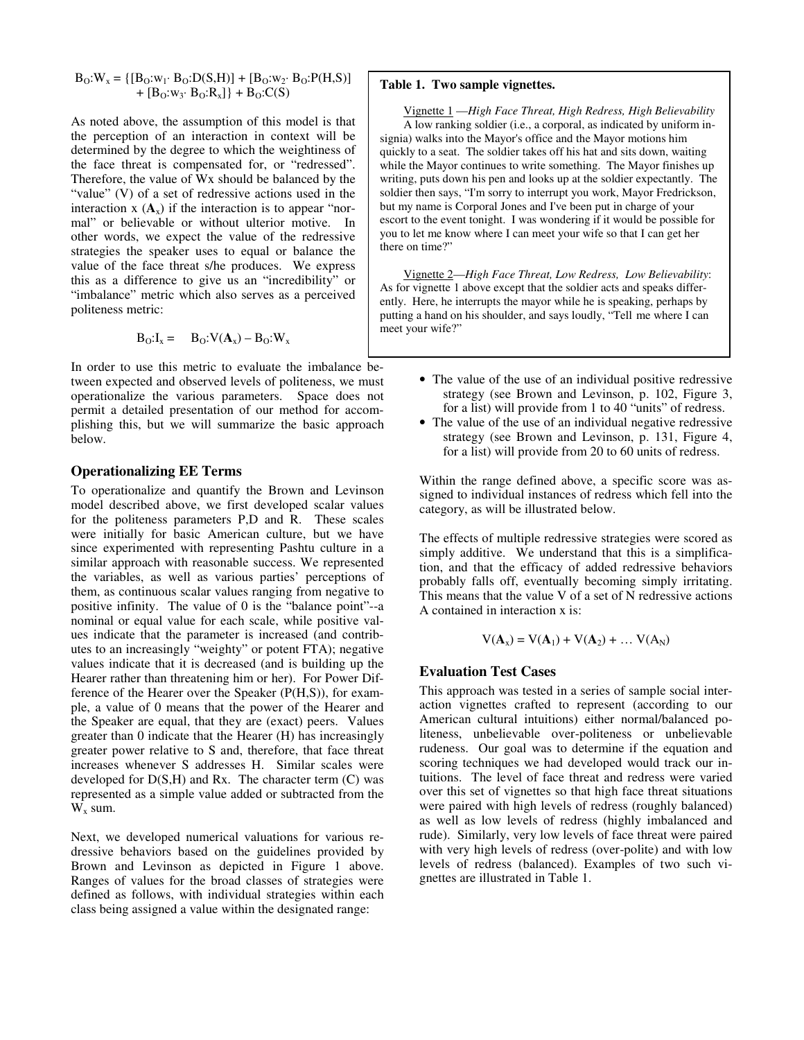$$B_O{:}W_x = \{[B_O{:}w_1 \cdot B_O{:}D(S,H)] + [B_O{:}w_2 \cdot B_O{:}P(H,S)] + [B_O{:}w_3 \cdot B_O{:}R_x]\} + B_O{:}C(S)$$

As noted above, the assumption of this model is that the perception of an interaction in context will be determined by the degree to which the weightiness of the face threat is compensated for, or "redressed". Therefore, the value of Wx should be balanced by the "value" (V) of a set of redressive actions used in the interaction x ($\mathbf{A}_x$) if the interaction is to appear "normal" or believable or without ulterior motive. In other words, we expect the value of the redressive strategies the speaker uses to equal or balance the value of the face threat s/he produces. We express this as a difference to give us an "incredibility" or "imbalance" metric which also serves as a perceived politeness metric:

$$B_O{:}I_x = B_O{:}V(\mathbf{A}_x) - B_O{:}W_x$$

In order to use this metric to evaluate the imbalance between expected and observed levels of politeness, we must operationalize the various parameters. Space does not permit a detailed presentation of our method for accomplishing this, but we will summarize the basic approach below.

## Operationalizing EE Terms

To operationalize and quantify the Brown and Levinson model described above, we first developed scalar values for the politeness parameters P,D and R. These scales were initially for basic American culture, but we have since experimented with representing Pashtu culture in a similar approach with reasonable success. We represented the variables, as well as various parties' perceptions of them, as continuous scalar values ranging from negative to positive infinity. The value of 0 is the "balance point"--a nominal or equal value for each scale, while positive values indicate that the parameter is increased (and contributes to an increasingly "weighty" or potent FTA); negative values indicate that it is decreased (and is building up the Hearer rather than threatening him or her). For Power Difference of the Hearer over the Speaker (P(H,S)), for example, a value of 0 means that the power of the Hearer and the Speaker are equal, that they are (exact) peers. Values greater than 0 indicate that the Hearer (H) has increasingly greater power relative to S and, therefore, that face threat increases whenever S addresses H. Similar scales were developed for D(S,H) and Rx. The character term (C) was represented as a simple value added or subtracted from the $W_x$ sum.

Next, we developed numerical valuations for various redressive behaviors based on the guidelines provided by Brown and Levinson as depicted in Figure 1 above. Ranges of values for the broad classes of strategies were defined as follows, with individual strategies within each class being assigned a value within the designated range:

- The value of the use of an individual positive redressive strategy (see Brown and Levinson, p. 102, Figure 3, for a list) will provide from 1 to 40 "units" of redress.
- The value of the use of an individual negative redressive strategy (see Brown and Levinson, p. 131, Figure 4, for a list) will provide from 20 to 60 units of redress.

Within the range defined above, a specific score was assigned to individual instances of redress which fell into the category, as will be illustrated below.

The effects of multiple redressive strategies were scored as simply additive. We understand that this is a simplification, and that the efficacy of added redressive behaviors probably falls off, eventually becoming simply irritating. This means that the value V of a set of N redressive actions A contained in interaction x is:

$$V(\mathbf{A}_x) = V(\mathbf{A}_1) + V(\mathbf{A}_2) + \dots V(A_N)$$

## Evaluation Test Cases

This approach was tested in a series of sample social interaction vignettes crafted to represent (according to our American cultural intuitions) either normal/balanced politeness, unbelievable over-politeness or unbelievable rudeness. Our goal was to determine if the equation and scoring techniques we had developed would track our intuitions. The level of face threat and redress were varied over this set of vignettes so that high face threat situations were paired with high levels of redress (roughly balanced) as well as low levels of redress (highly imbalanced and rude). Similarly, very low levels of face threat were paired with very high levels of redress (over-polite) and with low levels of redress (balanced). Examples of two such vignettes are illustrated in Table 1.

**Table 1. Two sample vignettes.**

Vignette 1 —*High Face Threat, High Redress, High Believability*
A low ranking soldier (i.e., a corporal, as indicated by uniform insignia) walks into the Mayor's office and the Mayor motions him quickly to a seat. The soldier takes off his hat and sits down, waiting while the Mayor continues to write something. The Mayor finishes up writing, puts down his pen and looks up at the soldier expectantly. The soldier then says, "I'm sorry to interrupt you work, Mayor Fredrickson, but my name is Corporal Jones and I've been put in charge of your escort to the event tonight. I was wondering if it would be possible for you to let me know where I can meet your wife so that I can get her there on time?"

Vignette 2—*High Face Threat, Low Redress, Low Believability*: As for vignette 1 above except that the soldier acts and speaks differently. Here, he interrupts the mayor while he is speaking, perhaps by putting a hand on his shoulder, and says loudly, "Tell me where I can meet your wife?"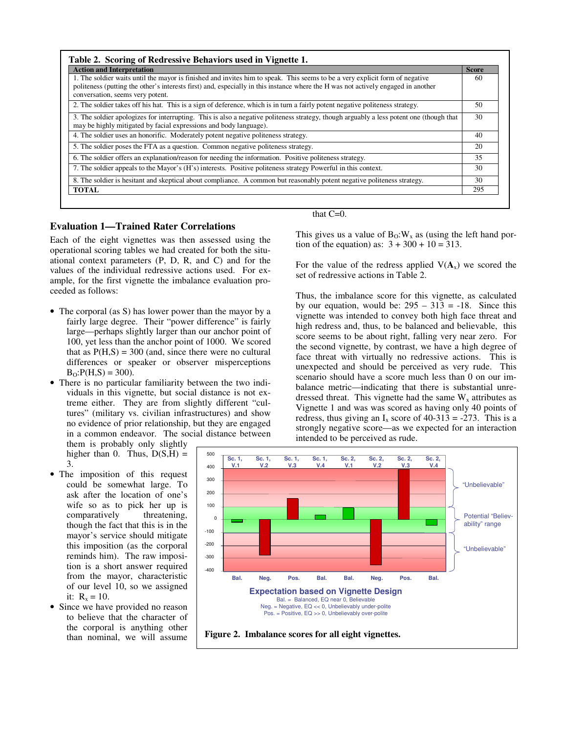**Table 2. Scoring of Redressive Behaviors used in Vignette 1.**

| Action and Interpretation | Score |
|---|---|
| 1. The soldier waits until the mayor is finished and invites him to speak. This seems to be a very explicit form of negative politeness (putting the other's interests first) and, especially in this instance where the H was not actively engaged in another conversation, seems very potent. | 60 |
| 2. The soldier takes off his hat. This is a sign of deference, which is in turn a fairly potent negative politeness strategy. | 50 |
| 3. The soldier apologizes for interrupting. This is also a negative politeness strategy, though arguably a less potent one (though that may be highly mitigated by facial expressions and body language). | 30 |
| 4. The soldier uses an honorific. Moderately potent negative politeness strategy. | 40 |
| 5. The soldier poses the FTA as a question. Common negative politeness strategy. | 20 |
| 6. The soldier offers an explanation/reason for needing the information. Positive politeness strategy. | 35 |
| 7. The soldier appeals to the Mayor's (H's) interests. Positive politeness strategy Powerful in this context. | 30 |
| 8. The soldier is hesitant and skeptical about compliance. A common but reasonably potent negative politeness strategy. | 30 |
| **TOTAL** | 295 |

## Evaluation 1—Trained Rater Correlations

Each of the eight vignettes was then assessed using the operational scoring tables we had created for both the situational context parameters (P, D, R, and C) and for the values of the individual redressive actions used. For example, for the first vignette the imbalance evaluation proceeded as follows:

- The corporal (as S) has lower power than the mayor by a fairly large degree. Their "power difference" is fairly large—perhaps slightly larger than our anchor point of 100, yet less than the anchor point of 1000. We scored that as $P(H,S) = 300$ (and, since there were no cultural differences or speaker or observer misperceptions $B_O{:}P(H,S) = 300$).
- There is no particular familiarity between the two individuals in this vignette, but social distance is not extreme either. They are from slightly different "cultures" (military vs. civilian infrastructures) and show no evidence of prior relationship, but they are engaged in a common endeavor. The social distance between them is probably only slightly higher than 0. Thus, $D(S,H) = 3$.
- The imposition of this request could be somewhat large. To ask after the location of one's wife so as to pick her up is comparatively threatening, though the fact that this is in the mayor's service should mitigate this imposition (as the corporal reminds him). The raw imposition is a short answer required from the mayor, characteristic of our level 10, so we assigned it: $R_x = 10$.
- Since we have provided no reason to believe that the character of the corporal is anything other than nominal, we will assume that C=0.

This gives us a value of $B_O{:}W_x$ as (using the left hand portion of the equation) as: $3 + 300 + 10 = 313$.

For the value of the redress applied $V(\mathbf{A}_x)$ we scored the set of redressive actions in Table 2.

Thus, the imbalance score for this vignette, as calculated by our equation, would be: $295 - 313 = -18$. Since this vignette was intended to convey both high face threat and high redress and, thus, to be balanced and believable, this score seems to be about right, falling very near zero. For the second vignette, by contrast, we have a high degree of face threat with virtually no redressive actions. This is unexpected and should be perceived as very rude. This scenario should have a score much less than 0 on our imbalance metric—indicating that there is substantial unredressed threat. This vignette had the same $W_x$ attributes as Vignette 1 and was was scored as having only 40 points of redress, thus giving an $I_x$ score of $40-313 = -273$. This is a strongly negative score—as we expected for an interaction intended to be perceived as rude.

**Figure 2. Imbalance scores for all eight vignettes.**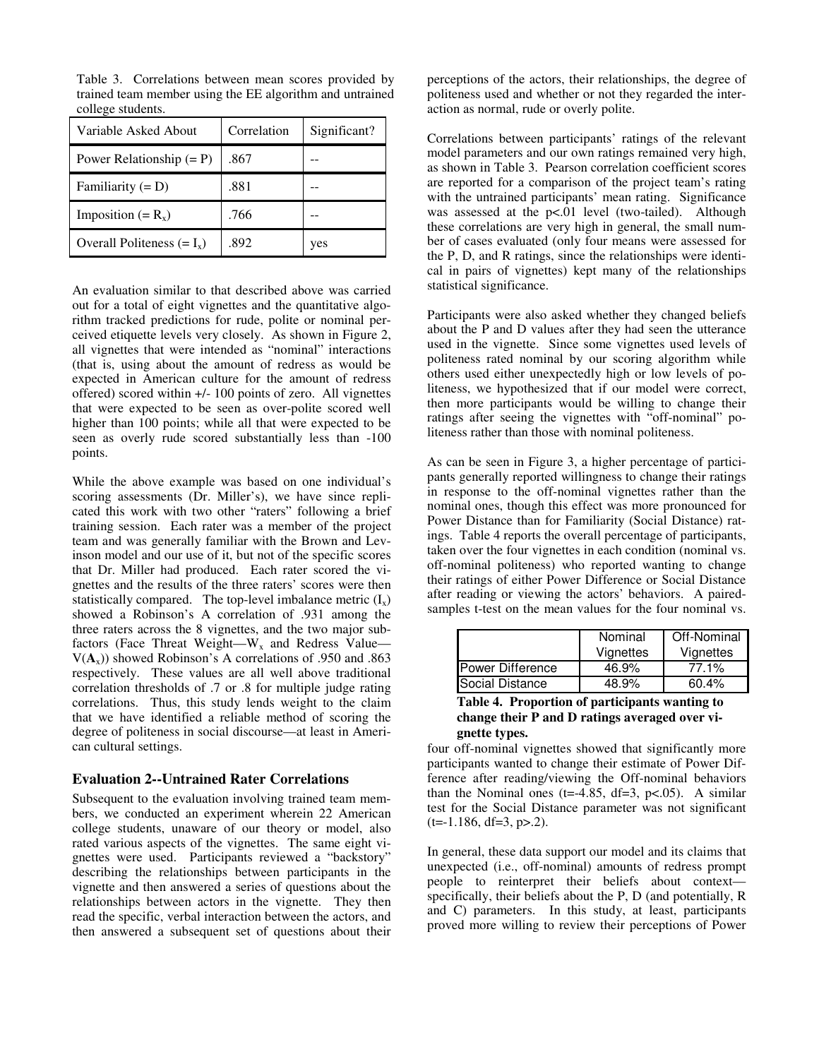Table 3. Correlations between mean scores provided by trained team member using the EE algorithm and untrained college students.

| Variable Asked About | Correlation | Significant? |
|---|---|---|
| Power Relationship (= P) | .867 | -- |
| Familiarity (= D) | .881 | -- |
| Imposition (= $R_x$) | .766 | -- |
| Overall Politeness (= $I_x$) | .892 | yes |

An evaluation similar to that described above was carried out for a total of eight vignettes and the quantitative algorithm tracked predictions for rude, polite or nominal perceived etiquette levels very closely. As shown in Figure 2, all vignettes that were intended as "nominal" interactions (that is, using about the amount of redress as would be expected in American culture for the amount of redress offered) scored within +/- 100 points of zero. All vignettes that were expected to be seen as over-polite scored well higher than 100 points; while all that were expected to be seen as overly rude scored substantially less than -100 points.

While the above example was based on one individual's scoring assessments (Dr. Miller's), we have since replicated this work with two other "raters" following a brief training session. Each rater was a member of the project team and was generally familiar with the Brown and Levinson model and our use of it, but not of the specific scores that Dr. Miller had produced. Each rater scored the vignettes and the results of the three raters' scores were then statistically compared. The top-level imbalance metric ($I_x$) showed a Robinson's A correlation of .931 among the three raters across the 8 vignettes, and the two major subfactors (Face Threat Weight—$W_x$ and Redress Value—$V(\mathbf{A}_x)$) showed Robinson's A correlations of .950 and .863 respectively. These values are all well above traditional correlation thresholds of .7 or .8 for multiple judge rating correlations. Thus, this study lends weight to the claim that we have identified a reliable method of scoring the degree of politeness in social discourse—at least in American cultural settings.

### Evaluation 2--Untrained Rater Correlations

Subsequent to the evaluation involving trained team members, we conducted an experiment wherein 22 American college students, unaware of our theory or model, also rated various aspects of the vignettes. The same eight vignettes were used. Participants reviewed a "backstory" describing the relationships between participants in the vignette and then answered a series of questions about the relationships between actors in the vignette. They then read the specific, verbal interaction between the actors, and then answered a subsequent set of questions about their perceptions of the actors, their relationships, the degree of politeness used and whether or not they regarded the interaction as normal, rude or overly polite.

Correlations between participants' ratings of the relevant model parameters and our own ratings remained very high, as shown in Table 3. Pearson correlation coefficient scores are reported for a comparison of the project team's rating with the untrained participants' mean rating. Significance was assessed at the $p<.01$ level (two-tailed). Although these correlations are very high in general, the small number of cases evaluated (only four means were assessed for the P, D, and R ratings, since the relationships were identical in pairs of vignettes) kept many of the relationships statistical significance.

Participants were also asked whether they changed beliefs about the P and D values after they had seen the utterance used in the vignette. Since some vignettes used levels of politeness rated nominal by our scoring algorithm while others used either unexpectedly high or low levels of politeness, we hypothesized that if our model were correct, then more participants would be willing to change their ratings after seeing the vignettes with "off-nominal" politeness rather than those with nominal politeness.

As can be seen in Figure 3, a higher percentage of participants generally reported willingness to change their ratings in response to the off-nominal vignettes rather than the nominal ones, though this effect was more pronounced for Power Distance than for Familiarity (Social Distance) ratings. Table 4 reports the overall percentage of participants, taken over the four vignettes in each condition (nominal vs. off-nominal politeness) who reported wanting to change their ratings of either Power Difference or Social Distance after reading or viewing the actors' behaviors. A paired-samples t-test on the mean values for the four nominal vs. four off-nominal vignettes showed that significantly more participants wanted to change their estimate of Power Difference after reading/viewing the Off-nominal behaviors than the Nominal ones ($t=-4.85$, $df=3$, $p<.05$). A similar test for the Social Distance parameter was not significant ($t=-1.186$, $df=3$, $p>.2$).

| | Nominal Vignettes | Off-Nominal Vignettes |
|---|---|---|
| Power Difference | 46.9% | 77.1% |
| Social Distance | 48.9% | 60.4% |

**Table 4. Proportion of participants wanting to change their P and D ratings averaged over vignette types.**

In general, these data support our model and its claims that unexpected (i.e., off-nominal) amounts of redress prompt people to reinterpret their beliefs about context—specifically, their beliefs about the P, D (and potentially, R and C) parameters. In this study, at least, participants proved more willing to review their perceptions of Power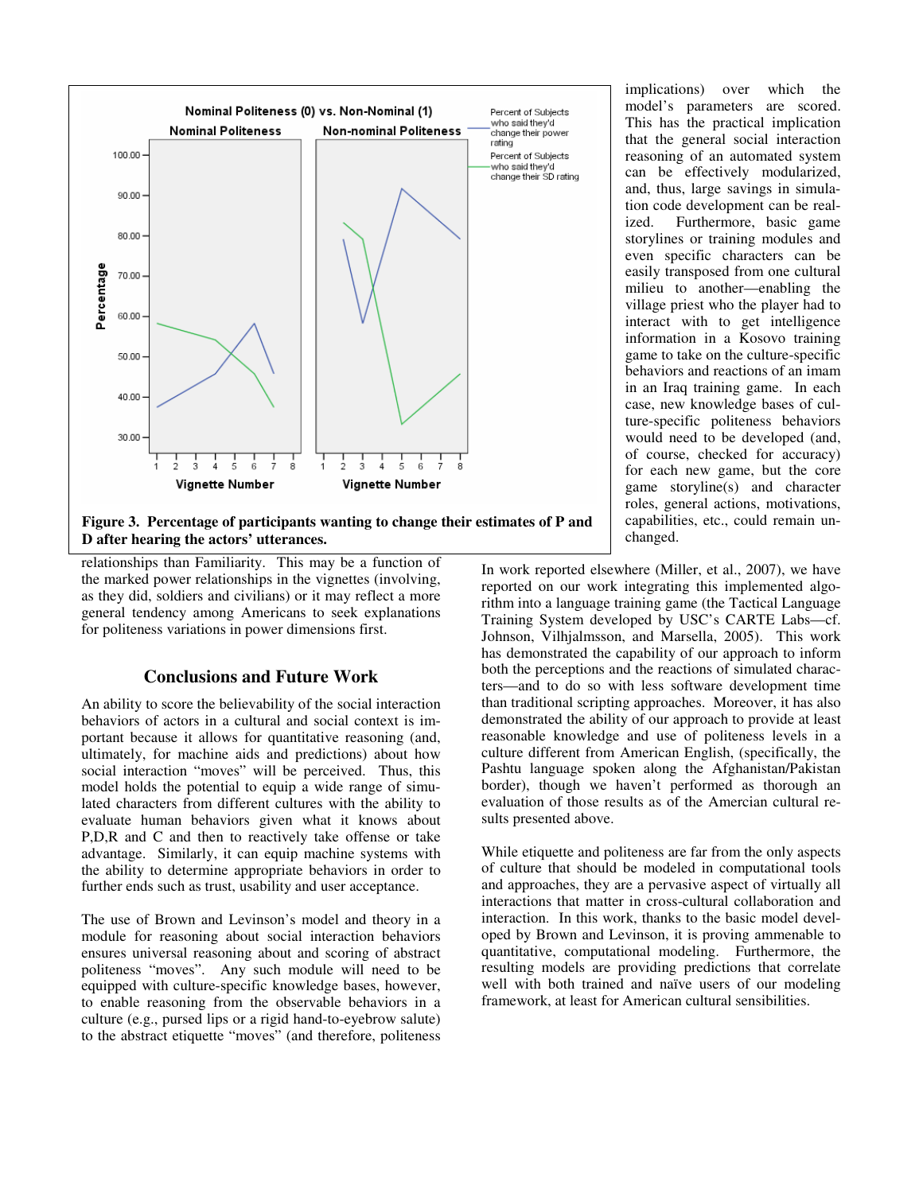**Figure 3. Percentage of participants wanting to change their estimates of P and D after hearing the actors' utterances.**

implications) over which the model's parameters are scored. This has the practical implication that the general social interaction reasoning of an automated system can be effectively modularized, and, thus, large savings in simulation code development can be realized. Furthermore, basic game storylines or training modules and even specific characters can be easily transposed from one cultural milieu to another—enabling the village priest who the player had to interact with to get intelligence information in a Kosovo training game to take on the culture-specific behaviors and reactions of an imam in an Iraq training game. In each case, new knowledge bases of culture-specific politeness behaviors would need to be developed (and, of course, checked for accuracy) for each new game, but the core game storyline(s) and character roles, general actions, motivations, capabilities, etc., could remain unchanged.

relationships than Familiarity. This may be a function of the marked power relationships in the vignettes (involving, as they did, soldiers and civilians) or it may reflect a more general tendency among Americans to seek explanations for politeness variations in power dimensions first.

## Conclusions and Future Work

An ability to score the believability of the social interaction behaviors of actors in a cultural and social context is important because it allows for quantitative reasoning (and, ultimately, for machine aids and predictions) about how social interaction "moves" will be perceived. Thus, this model holds the potential to equip a wide range of simulated characters from different cultures with the ability to evaluate human behaviors given what it knows about P,D,R and C and then to reactively take offense or take advantage. Similarly, it can equip machine systems with the ability to determine appropriate behaviors in order to further ends such as trust, usability and user acceptance.

The use of Brown and Levinson's model and theory in a module for reasoning about social interaction behaviors ensures universal reasoning about and scoring of abstract politeness "moves". Any such module will need to be equipped with culture-specific knowledge bases, however, to enable reasoning from the observable behaviors in a culture (e.g., pursed lips or a rigid hand-to-eyebrow salute) to the abstract etiquette "moves" (and therefore, politeness

In work reported elsewhere (Miller, et al., 2007), we have reported on our work integrating this implemented algorithm into a language training game (the Tactical Language Training System developed by USC's CARTE Labs—cf. Johnson, Vilhjalmsson, and Marsella, 2005). This work has demonstrated the capability of our approach to inform both the perceptions and the reactions of simulated characters—and to do so with less software development time than traditional scripting approaches. Moreover, it has also demonstrated the ability of our approach to provide at least reasonable knowledge and use of politeness levels in a culture different from American English, (specifically, the Pashtu language spoken along the Afghanistan/Pakistan border), though we haven't performed as thorough an evaluation of those results as of the American cultural results presented above.

While etiquette and politeness are far from the only aspects of culture that should be modeled in computational tools and approaches, they are a pervasive aspect of virtually all interactions that matter in cross-cultural collaboration and interaction. In this work, thanks to the basic model developed by Brown and Levinson, it is proving ammenable to quantitative, computational modeling. Furthermore, the resulting models are providing predictions that correlate well with both trained and naïve users of our modeling framework, at least for American cultural sensibilities.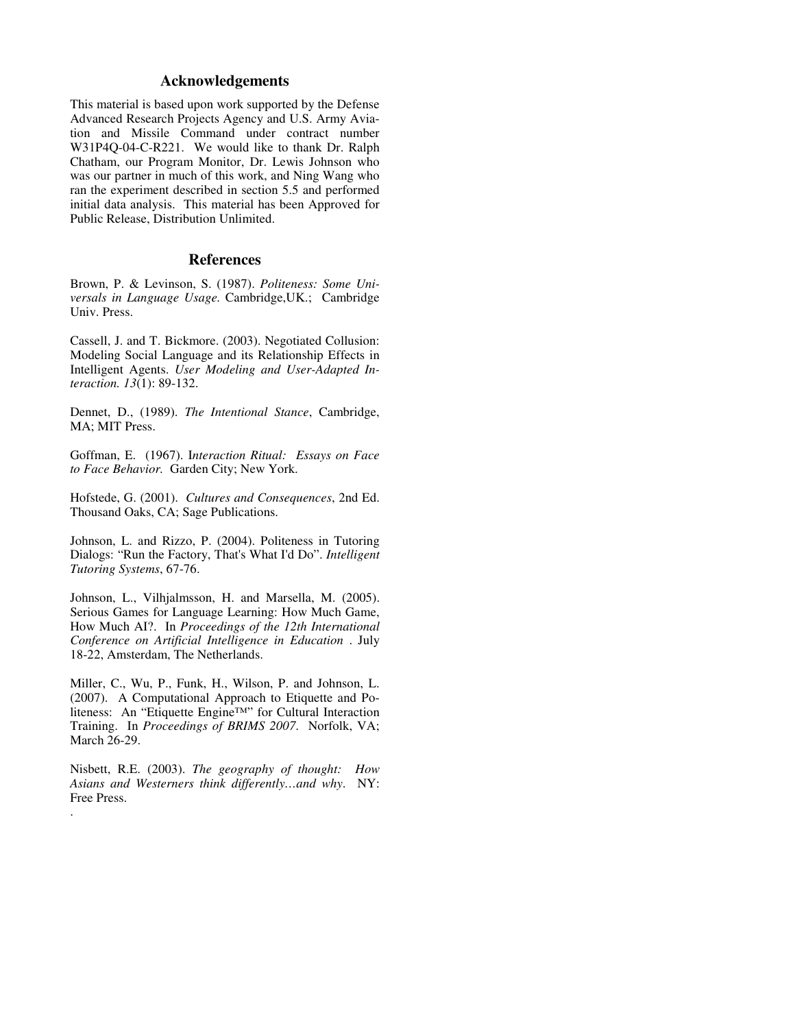## Acknowledgements

This material is based upon work supported by the Defense Advanced Research Projects Agency and U.S. Army Aviation and Missile Command under contract number W31P4Q-04-C-R221. We would like to thank Dr. Ralph Chatham, our Program Monitor, Dr. Lewis Johnson who was our partner in much of this work, and Ning Wang who ran the experiment described in section 5.5 and performed initial data analysis. This material has been Approved for Public Release, Distribution Unlimited.

## References

Brown, P. & Levinson, S. (1987). *Politeness: Some Universals in Language Usage.* Cambridge,UK.; Cambridge Univ. Press.

Cassell, J. and T. Bickmore. (2003). Negotiated Collusion: Modeling Social Language and its Relationship Effects in Intelligent Agents. *User Modeling and User-Adapted Interaction. 13*(1): 89-132.

Dennet, D., (1989). *The Intentional Stance*, Cambridge, MA; MIT Press.

Goffman, E. (1967). I*nteraction Ritual: Essays on Face to Face Behavior.* Garden City; New York.

Hofstede, G. (2001). *Cultures and Consequences*, 2nd Ed. Thousand Oaks, CA; Sage Publications.

Johnson, L. and Rizzo, P. (2004). Politeness in Tutoring Dialogs: "Run the Factory, That's What I'd Do". *Intelligent Tutoring Systems*, 67-76.

Johnson, L., Vilhjalmsson, H. and Marsella, M. (2005). Serious Games for Language Learning: How Much Game, How Much AI?. In *Proceedings of the 12th International Conference on Artificial Intelligence in Education* . July 18-22, Amsterdam, The Netherlands.

Miller, C., Wu, P., Funk, H., Wilson, P. and Johnson, L. (2007). A Computational Approach to Etiquette and Politeness: An "Etiquette Engine™" for Cultural Interaction Training. In *Proceedings of BRIMS 2007*. Norfolk, VA; March 26-29.

Nisbett, R.E. (2003). *The geography of thought: How Asians and Westerners think differently…and why.* NY: Free Press.